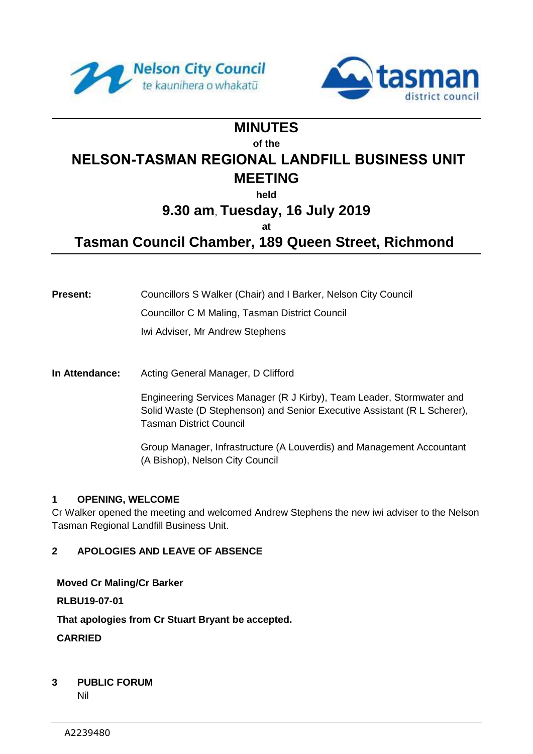# MINUTES

of the

# NELSON-TASMAN REGIONAL LANDFILL BUSINESS UNIT MEETING

held

## 9.30 am, Tuesday, 16 July 2019

at

## Tasman Council Chamber, 189 Queen Street, Richmond

**Present:** Councillors S Walker (Chair) and I Barker, Nelson City Council

Councillor C M Maling, Tasman District Council

Iwi Adviser, Mr Andrew Stephens

**In Attendance:** Acting General Manager, D Clifford

Engineering Services Manager (R J Kirby), Team Leader, Stormwater and Solid Waste (D Stephenson) and Senior Executive Assistant (R L Scherer), Tasman District Council

Group Manager, Infrastructure (A Louverdis) and Management Accountant (A Bishop), Nelson City Council

### 1 OPENING, WELCOME

Cr Walker opened the meeting and welcomed Andrew Stephens the new iwi adviser to the Nelson Tasman Regional Landfill Business Unit.

### 2 APOLOGIES AND LEAVE OF ABSENCE

**Moved Cr Maling/Cr Barker**

**RLBU19-07-01**

**That apologies from Cr Stuart Bryant be accepted.**

**CARRIED**

### 3 PUBLIC FORUM

Nil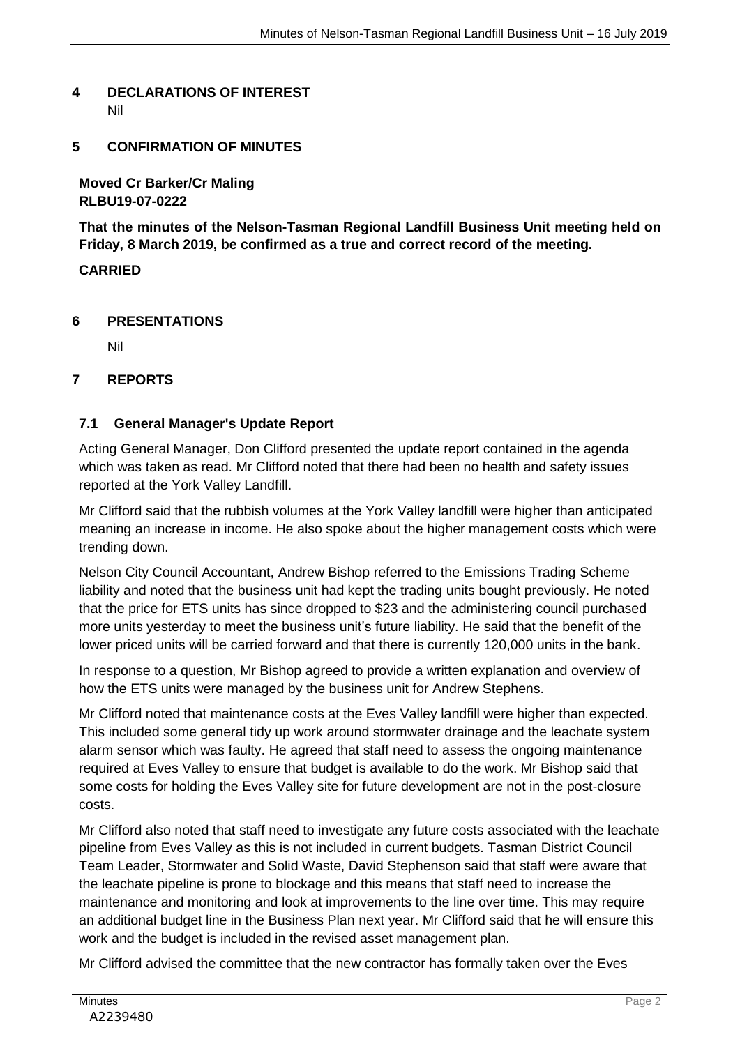## 4 DECLARATIONS OF INTEREST

Nil

## 5 CONFIRMATION OF MINUTES

**Moved Cr Barker/Cr Maling**
**RLBU19-07-0222**

**That the minutes of the Nelson-Tasman Regional Landfill Business Unit meeting held on Friday, 8 March 2019, be confirmed as a true and correct record of the meeting.**

**CARRIED**

## 6 PRESENTATIONS

Nil

## 7 REPORTS

### 7.1 General Manager's Update Report

Acting General Manager, Don Clifford presented the update report contained in the agenda which was taken as read. Mr Clifford noted that there had been no health and safety issues reported at the York Valley Landfill.

Mr Clifford said that the rubbish volumes at the York Valley landfill were higher than anticipated meaning an increase in income. He also spoke about the higher management costs which were trending down.

Nelson City Council Accountant, Andrew Bishop referred to the Emissions Trading Scheme liability and noted that the business unit had kept the trading units bought previously. He noted that the price for ETS units has since dropped to $23 and the administering council purchased more units yesterday to meet the business unit's future liability. He said that the benefit of the lower priced units will be carried forward and that there is currently 120,000 units in the bank.

In response to a question, Mr Bishop agreed to provide a written explanation and overview of how the ETS units were managed by the business unit for Andrew Stephens.

Mr Clifford noted that maintenance costs at the Eves Valley landfill were higher than expected. This included some general tidy up work around stormwater drainage and the leachate system alarm sensor which was faulty. He agreed that staff need to assess the ongoing maintenance required at Eves Valley to ensure that budget is available to do the work. Mr Bishop said that some costs for holding the Eves Valley site for future development are not in the post-closure costs.

Mr Clifford also noted that staff need to investigate any future costs associated with the leachate pipeline from Eves Valley as this is not included in current budgets. Tasman District Council Team Leader, Stormwater and Solid Waste, David Stephenson said that staff were aware that the leachate pipeline is prone to blockage and this means that staff need to increase the maintenance and monitoring and look at improvements to the line over time. This may require an additional budget line in the Business Plan next year. Mr Clifford said that he will ensure this work and the budget is included in the revised asset management plan.

Mr Clifford advised the committee that the new contractor has formally taken over the Eves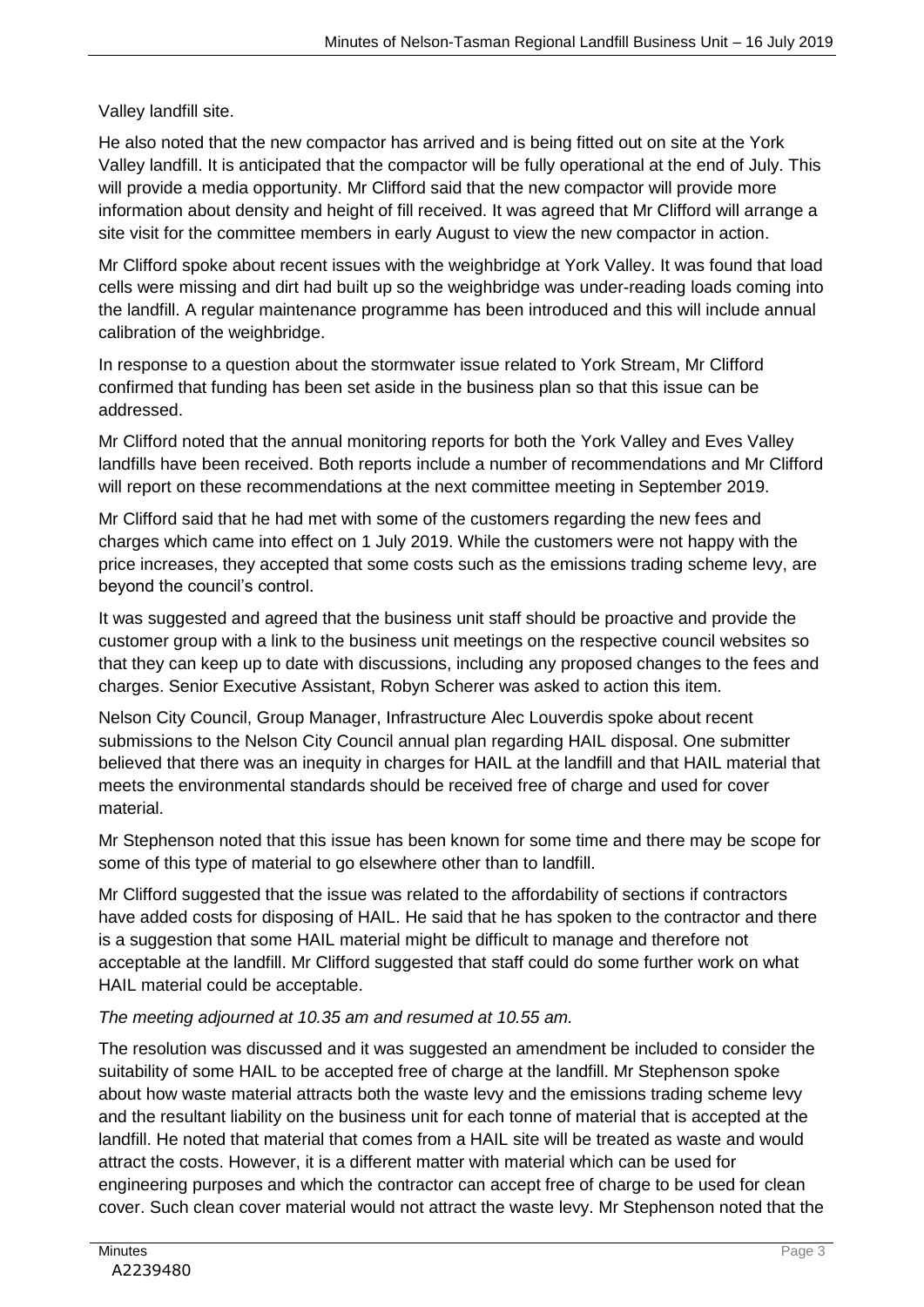Valley landfill site.

He also noted that the new compactor has arrived and is being fitted out on site at the York Valley landfill. It is anticipated that the compactor will be fully operational at the end of July. This will provide a media opportunity. Mr Clifford said that the new compactor will provide more information about density and height of fill received. It was agreed that Mr Clifford will arrange a site visit for the committee members in early August to view the new compactor in action.

Mr Clifford spoke about recent issues with the weighbridge at York Valley. It was found that load cells were missing and dirt had built up so the weighbridge was under-reading loads coming into the landfill. A regular maintenance programme has been introduced and this will include annual calibration of the weighbridge.

In response to a question about the stormwater issue related to York Stream, Mr Clifford confirmed that funding has been set aside in the business plan so that this issue can be addressed.

Mr Clifford noted that the annual monitoring reports for both the York Valley and Eves Valley landfills have been received. Both reports include a number of recommendations and Mr Clifford will report on these recommendations at the next committee meeting in September 2019.

Mr Clifford said that he had met with some of the customers regarding the new fees and charges which came into effect on 1 July 2019. While the customers were not happy with the price increases, they accepted that some costs such as the emissions trading scheme levy, are beyond the council's control.

It was suggested and agreed that the business unit staff should be proactive and provide the customer group with a link to the business unit meetings on the respective council websites so that they can keep up to date with discussions, including any proposed changes to the fees and charges. Senior Executive Assistant, Robyn Scherer was asked to action this item.

Nelson City Council, Group Manager, Infrastructure Alec Louverdis spoke about recent submissions to the Nelson City Council annual plan regarding HAIL disposal. One submitter believed that there was an inequity in charges for HAIL at the landfill and that HAIL material that meets the environmental standards should be received free of charge and used for cover material.

Mr Stephenson noted that this issue has been known for some time and there may be scope for some of this type of material to go elsewhere other than to landfill.

Mr Clifford suggested that the issue was related to the affordability of sections if contractors have added costs for disposing of HAIL. He said that he has spoken to the contractor and there is a suggestion that some HAIL material might be difficult to manage and therefore not acceptable at the landfill. Mr Clifford suggested that staff could do some further work on what HAIL material could be acceptable.

*The meeting adjourned at 10.35 am and resumed at 10.55 am.*

The resolution was discussed and it was suggested an amendment be included to consider the suitability of some HAIL to be accepted free of charge at the landfill. Mr Stephenson spoke about how waste material attracts both the waste levy and the emissions trading scheme levy and the resultant liability on the business unit for each tonne of material that is accepted at the landfill. He noted that material that comes from a HAIL site will be treated as waste and would attract the costs. However, it is a different matter with material which can be used for engineering purposes and which the contractor can accept free of charge to be used for clean cover. Such clean cover material would not attract the waste levy. Mr Stephenson noted that the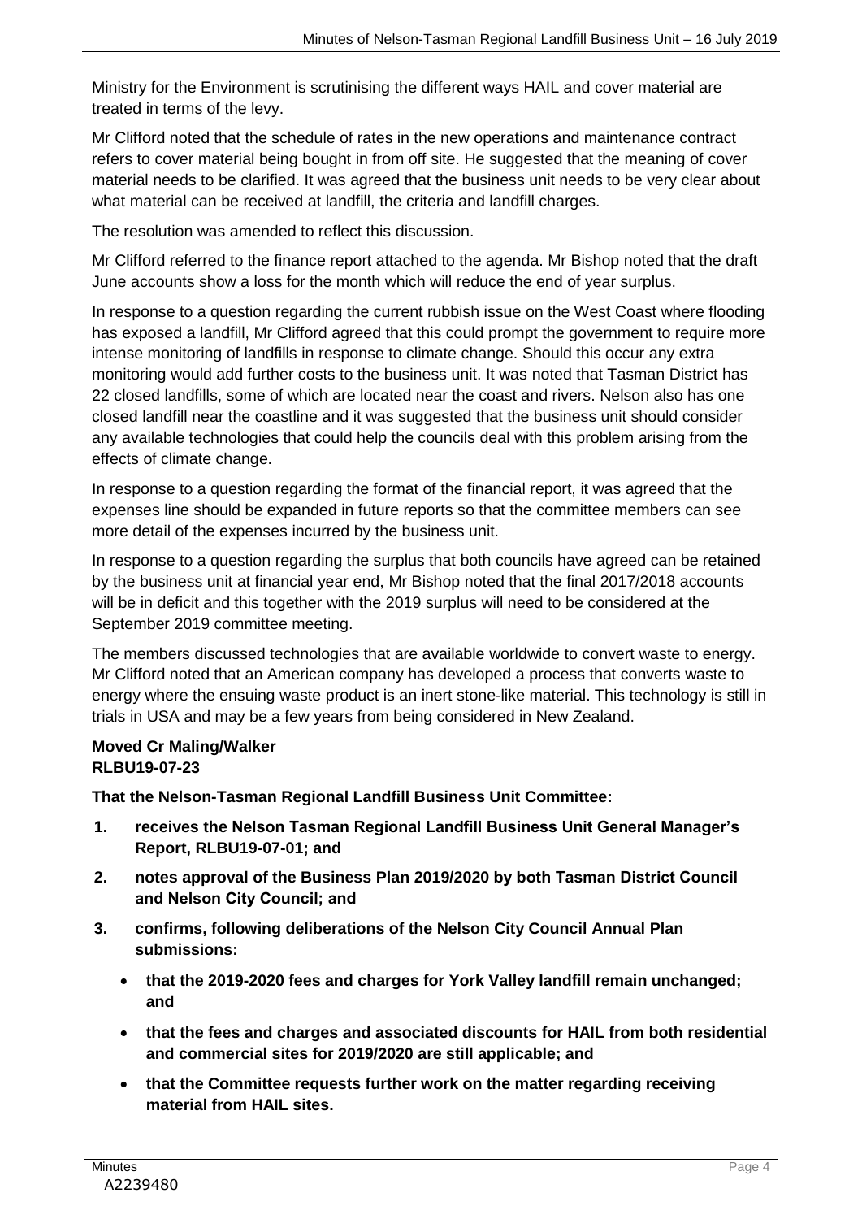Ministry for the Environment is scrutinising the different ways HAIL and cover material are treated in terms of the levy.

Mr Clifford noted that the schedule of rates in the new operations and maintenance contract refers to cover material being bought in from off site. He suggested that the meaning of cover material needs to be clarified. It was agreed that the business unit needs to be very clear about what material can be received at landfill, the criteria and landfill charges.

The resolution was amended to reflect this discussion.

Mr Clifford referred to the finance report attached to the agenda. Mr Bishop noted that the draft June accounts show a loss for the month which will reduce the end of year surplus.

In response to a question regarding the current rubbish issue on the West Coast where flooding has exposed a landfill, Mr Clifford agreed that this could prompt the government to require more intense monitoring of landfills in response to climate change. Should this occur any extra monitoring would add further costs to the business unit. It was noted that Tasman District has 22 closed landfills, some of which are located near the coast and rivers. Nelson also has one closed landfill near the coastline and it was suggested that the business unit should consider any available technologies that could help the councils deal with this problem arising from the effects of climate change.

In response to a question regarding the format of the financial report, it was agreed that the expenses line should be expanded in future reports so that the committee members can see more detail of the expenses incurred by the business unit.

In response to a question regarding the surplus that both councils have agreed can be retained by the business unit at financial year end, Mr Bishop noted that the final 2017/2018 accounts will be in deficit and this together with the 2019 surplus will need to be considered at the September 2019 committee meeting.

The members discussed technologies that are available worldwide to convert waste to energy. Mr Clifford noted that an American company has developed a process that converts waste to energy where the ensuing waste product is an inert stone-like material. This technology is still in trials in USA and may be a few years from being considered in New Zealand.

**Moved Cr Maling/Walker**
**RLBU19-07-23**

**That the Nelson-Tasman Regional Landfill Business Unit Committee:**

1. **receives the Nelson Tasman Regional Landfill Business Unit General Manager's Report, RLBU19-07-01; and**
2. **notes approval of the Business Plan 2019/2020 by both Tasman District Council and Nelson City Council; and**
3. **confirms, following deliberations of the Nelson City Council Annual Plan submissions:**
   - **that the 2019-2020 fees and charges for York Valley landfill remain unchanged; and**
   - **that the fees and charges and associated discounts for HAIL from both residential and commercial sites for 2019/2020 are still applicable; and**
   - **that the Committee requests further work on the matter regarding receiving material from HAIL sites.**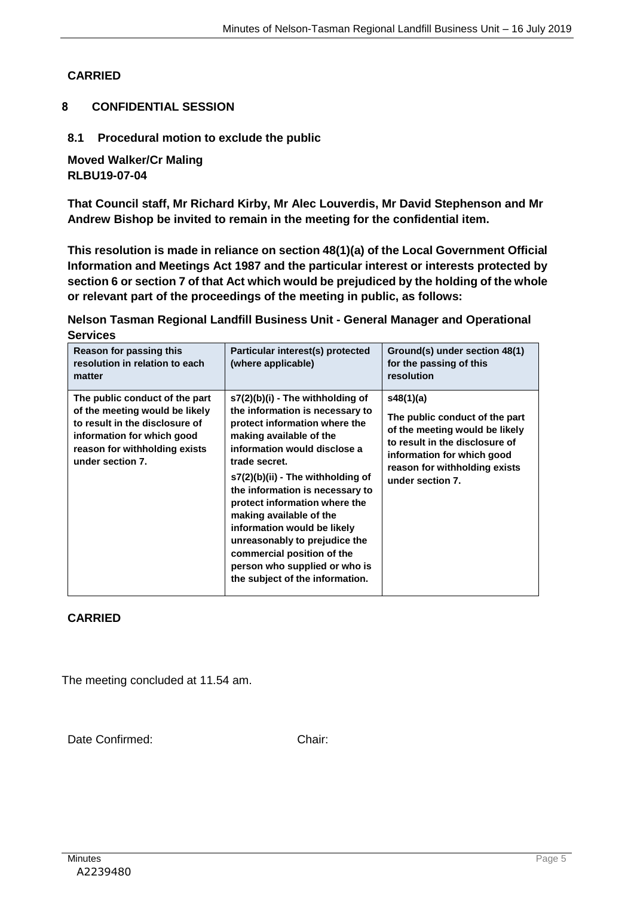**CARRIED**

## 8 CONFIDENTIAL SESSION

### 8.1 Procedural motion to exclude the public

**Moved Walker/Cr Maling**
**RLBU19-07-04**

**That Council staff, Mr Richard Kirby, Mr Alec Louverdis, Mr David Stephenson and Mr Andrew Bishop be invited to remain in the meeting for the confidential item.**

**This resolution is made in reliance on section 48(1)(a) of the Local Government Official Information and Meetings Act 1987 and the particular interest or interests protected by section 6 or section 7 of that Act which would be prejudiced by the holding of the whole or relevant part of the proceedings of the meeting in public, as follows:**

**Nelson Tasman Regional Landfill Business Unit - General Manager and Operational Services**

| Reason for passing this resolution in relation to each matter | Particular interest(s) protected (where applicable) | Ground(s) under section 48(1) for the passing of this resolution |
|---|---|---|
| The public conduct of the part of the meeting would be likely to result in the disclosure of information for which good reason for withholding exists under section 7. | s7(2)(b)(i) - The withholding of the information is necessary to protect information where the making available of the information would disclose a trade secret.<br><br>s7(2)(b)(ii) - The withholding of the information is necessary to protect information where the making available of the information would be likely unreasonably to prejudice the commercial position of the person who supplied or who is the subject of the information. | s48(1)(a)<br><br>The public conduct of the part of the meeting would be likely to result in the disclosure of information for which good reason for withholding exists under section 7. |

**CARRIED**

The meeting concluded at 11.54 am.

Date Confirmed: Chair: